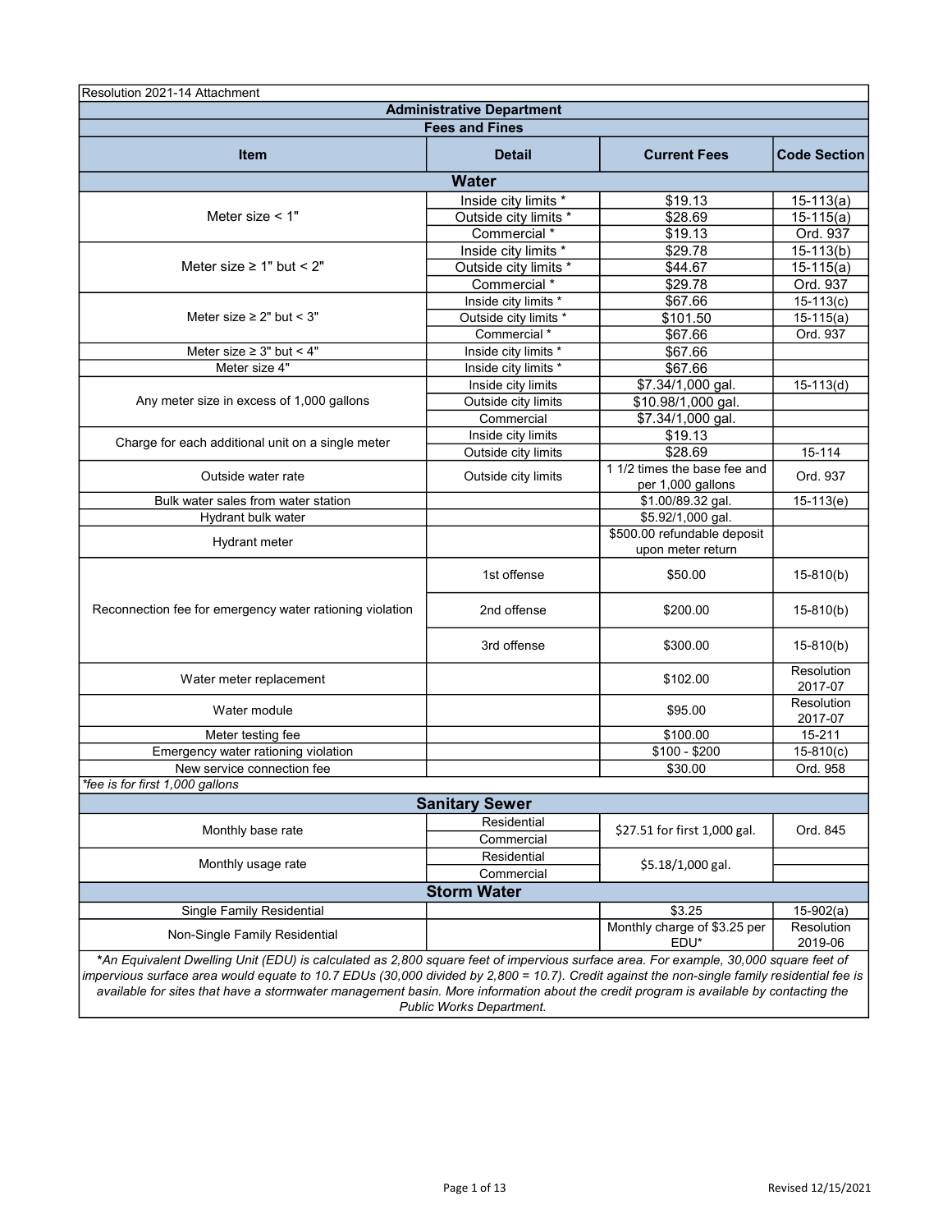Resolution 2021-14 Attachment

## Administrative Department

### Fees and Fines

| Item | Detail | Current Fees | Code Section |
|---|---|---|---|
| **Water** | | | |
| Meter size < 1" | Inside city limits * | $19.13 | 15-113(a) |
| | Outside city limits * | $28.69 | 15-115(a) |
| | Commercial * | $19.13 | Ord. 937 |
| Meter size ≥ 1" but < 2" | Inside city limits * | $29.78 | 15-113(b) |
| | Outside city limits * | $44.67 | 15-115(a) |
| | Commercial * | $29.78 | Ord. 937 |
| Meter size ≥ 2" but < 3" | Inside city limits * | $67.66 | 15-113(c) |
| | Outside city limits * | $101.50 | 15-115(a) |
| | Commercial * | $67.66 | Ord. 937 |
| Meter size ≥ 3" but < 4" | Inside city limits * | $67.66 | |
| Meter size 4" | Inside city limits * | $67.66 | |
| Any meter size in excess of 1,000 gallons | Inside city limits | $7.34/1,000 gal. | 15-113(d) |
| | Outside city limits | $10.98/1,000 gal. | |
| | Commercial | $7.34/1,000 gal. | |
| Charge for each additional unit on a single meter | Inside city limits | $19.13 | |
| | Outside city limits | $28.69 | 15-114 |
| Outside water rate | Outside city limits | 1 1/2 times the base fee and per 1,000 gallons | Ord. 937 |
| Bulk water sales from water station | | $1.00/89.32 gal. | 15-113(e) |
| Hydrant bulk water | | $5.92/1,000 gal. | |
| Hydrant meter | | $500.00 refundable deposit upon meter return | |
| Reconnection fee for emergency water rationing violation | 1st offense | $50.00 | 15-810(b) |
| | 2nd offense | $200.00 | 15-810(b) |
| | 3rd offense | $300.00 | 15-810(b) |
| Water meter replacement | | $102.00 | Resolution 2017-07 |
| Water module | | $95.00 | Resolution 2017-07 |
| Meter testing fee | | $100.00 | 15-211 |
| Emergency water rationing violation | | $100 - $200 | 15-810(c) |
| New service connection fee | | $30.00 | Ord. 958 |
| *\*fee is for first 1,000 gallons* | | | |
| **Sanitary Sewer** | | | |
| Monthly base rate | Residential | $27.51 for first 1,000 gal. | Ord. 845 |
| | Commercial | | |
| Monthly usage rate | Residential | $5.18/1,000 gal. | |
| | Commercial | | |
| **Storm Water** | | | |
| Single Family Residential | | $3.25 | 15-902(a) |
| Non-Single Family Residential | | Monthly charge of $3.25 per EDU* | Resolution 2019-06 |

*\*An Equivalent Dwelling Unit (EDU) is calculated as 2,800 square feet of impervious surface area. For example, 30,000 square feet of impervious surface area would equate to 10.7 EDUs (30,000 divided by 2,800 = 10.7). Credit against the non-single family residential fee is available for sites that have a stormwater management basin. More information about the credit program is available by contacting the Public Works Department.*

Revised 12/15/2021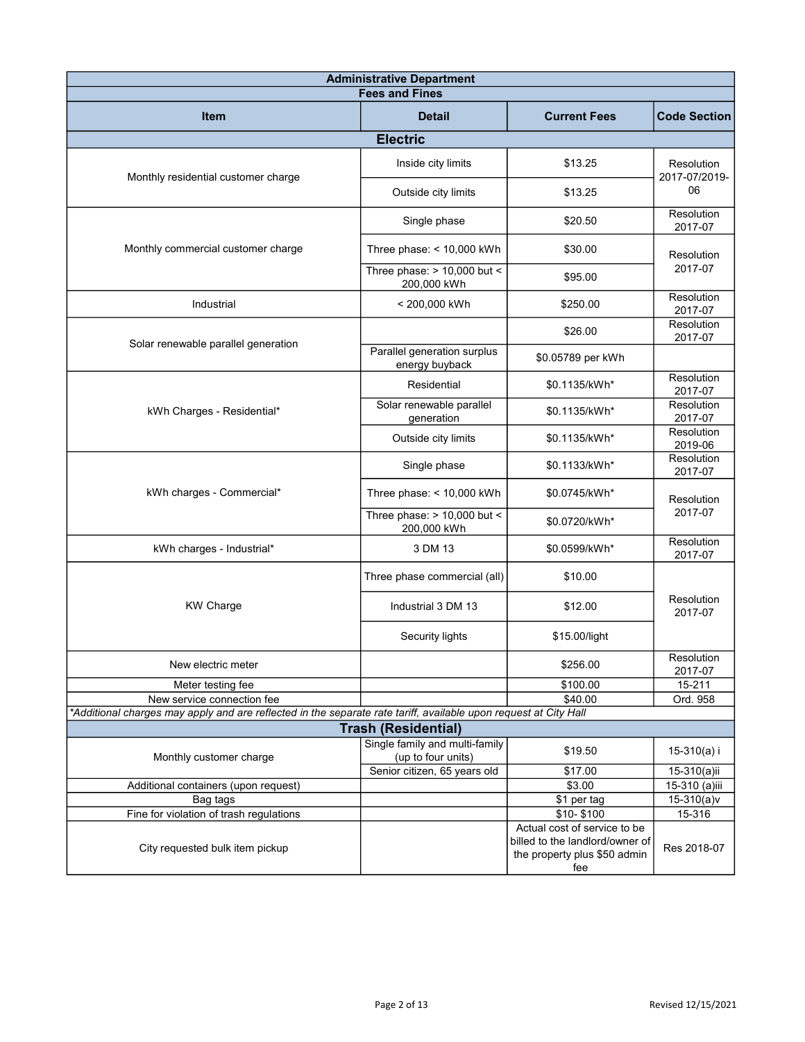| Administrative Department | | | |
|---|---|---|---|
| **Fees and Fines** | | | |
| **Item** | **Detail** | **Current Fees** | **Code Section** |
| **Electric** | | | |
| Monthly residential customer charge | Inside city limits | $13.25 | Resolution 2017-07/2019-06 |
| | Outside city limits | $13.25 | |
| Monthly commercial customer charge | Single phase | $20.50 | Resolution 2017-07 |
| | Three phase: < 10,000 kWh | $30.00 | Resolution 2017-07 |
| | Three phase: > 10,000 but < 200,000 kWh | $95.00 | |
| Industrial | < 200,000 kWh | $250.00 | Resolution 2017-07 |
| Solar renewable parallel generation | | $26.00 | Resolution 2017-07 |
| | Parallel generation surplus energy buyback | $0.05789 per kWh | |
| kWh Charges - Residential* | Residential | $0.1135/kWh* | Resolution 2017-07 |
| | Solar renewable parallel generation | $0.1135/kWh* | Resolution 2017-07 |
| | Outside city limits | $0.1135/kWh* | Resolution 2019-06 |
| kWh charges - Commercial* | Single phase | $0.1133/kWh* | Resolution 2017-07 |
| | Three phase: < 10,000 kWh | $0.0745/kWh* | Resolution 2017-07 |
| | Three phase: > 10,000 but < 200,000 kWh | $0.0720/kWh* | |
| kWh charges - Industrial* | 3 DM 13 | $0.0599/kWh* | Resolution 2017-07 |
| KW Charge | Three phase commercial (all) | $10.00 | Resolution 2017-07 |
| | Industrial 3 DM 13 | $12.00 | |
| | Security lights | $15.00/light | |
| New electric meter | | $256.00 | Resolution 2017-07 |
| Meter testing fee | | $100.00 | 15-211 |
| New service connection fee | | $40.00 | Ord. 958 |
| *Additional charges may apply and are reflected in the separate rate tariff, available upon request at City Hall* | | | |
| **Trash (Residential)** | | | |
| Monthly customer charge | Single family and multi-family (up to four units) | $19.50 | 15-310(a) i |
| | Senior citizen, 65 years old | $17.00 | 15-310(a)ii |
| Additional containers (upon request) | | $3.00 | 15-310 (a)iii |
| Bag tags | | $1 per tag | 15-310(a)v |
| Fine for violation of trash regulations | | $10- $100 | 15-316 |
| City requested bulk item pickup | | Actual cost of service to be billed to the landlord/owner of the property plus $50 admin fee | Res 2018-07 |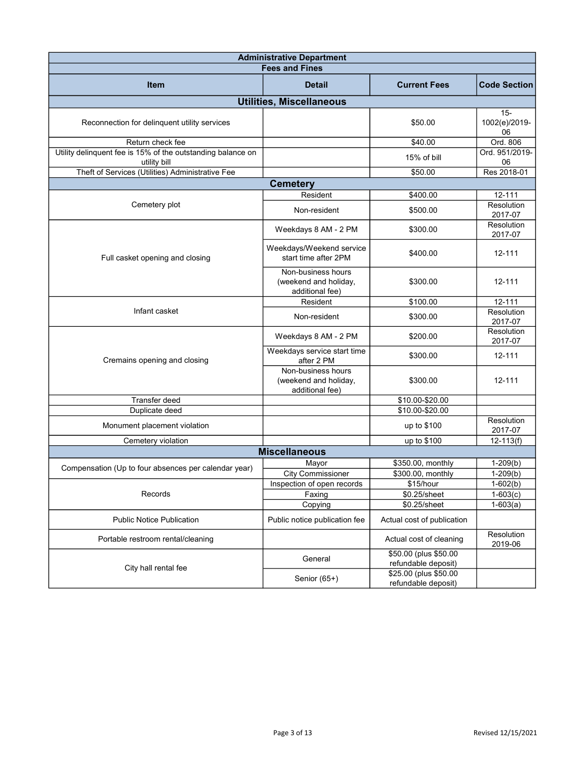| Administrative Department | | | |
|---|---|---|---|
| Fees and Fines | | | |
| **Item** | **Detail** | **Current Fees** | **Code Section** |
| **Utilities, Miscellaneous** | | | |
| Reconnection for delinquent utility services | | $50.00 | 15-1002(e)/2019-06 |
| Return check fee | | $40.00 | Ord. 806 |
| Utility delinquent fee is 15% of the outstanding balance on utility bill | | 15% of bill | Ord. 951/2019-06 |
| Theft of Services (Utilities) Administrative Fee | | $50.00 | Res 2018-01 |
| **Cemetery** | | | |
| Cemetery plot | Resident | $400.00 | 12-111 |
| | Non-resident | $500.00 | Resolution 2017-07 |
| Full casket opening and closing | Weekdays 8 AM - 2 PM | $300.00 | Resolution 2017-07 |
| | Weekdays/Weekend service start time after 2PM | $400.00 | 12-111 |
| | Non-business hours (weekend and holiday, additional fee) | $300.00 | 12-111 |
| Infant casket | Resident | $100.00 | 12-111 |
| | Non-resident | $300.00 | Resolution 2017-07 |
| Cremains opening and closing | Weekdays 8 AM - 2 PM | $200.00 | Resolution 2017-07 |
| | Weekdays service start time after 2 PM | $300.00 | 12-111 |
| | Non-business hours (weekend and holiday, additional fee) | $300.00 | 12-111 |
| Transfer deed | | $10.00-$20.00 | |
| Duplicate deed | | $10.00-$20.00 | |
| Monument placement violation | | up to $100 | Resolution 2017-07 |
| Cemetery violation | | up to $100 | 12-113(f) |
| **Miscellaneous** | | | |
| Compensation (Up to four absences per calendar year) | Mayor | $350.00, monthly | 1-209(b) |
| | City Commissioner | $300.00, monthly | 1-209(b) |
| Records | Inspection of open records | $15/hour | 1-602(b) |
| | Faxing | $0.25/sheet | 1-603(c) |
| | Copying | $0.25/sheet | 1-603(a) |
| Public Notice Publication | Public notice publication fee | Actual cost of publication | |
| Portable restroom rental/cleaning | | Actual cost of cleaning | Resolution 2019-06 |
| City hall rental fee | General | $50.00 (plus $50.00 refundable deposit) | |
| | Senior (65+) | $25.00 (plus $50.00 refundable deposit) | |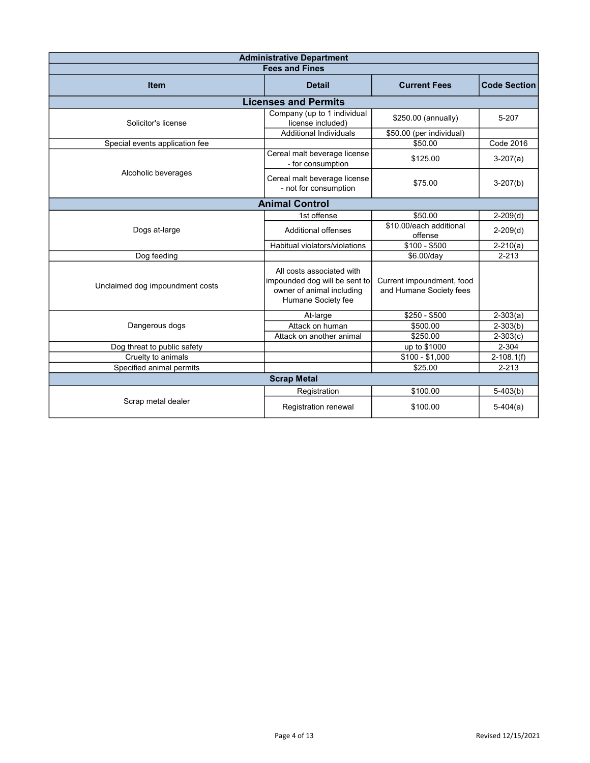| Administrative Department | | | |
|---|---|---|---|
| **Fees and Fines** | | | |
| **Item** | **Detail** | **Current Fees** | **Code Section** |
| **Licenses and Permits** | | | |
| Solicitor's license | Company (up to 1 individual license included) | $250.00 (annually) | 5-207 |
| | Additional Individuals | $50.00 (per individual) | |
| Special events application fee | | $50.00 | Code 2016 |
| Alcoholic beverages | Cereal malt beverage license - for consumption | $125.00 | 3-207(a) |
| | Cereal malt beverage license - not for consumption | $75.00 | 3-207(b) |
| **Animal Control** | | | |
| Dogs at-large | 1st offense | $50.00 | 2-209(d) |
| | Additional offenses | $10.00/each additional offense | 2-209(d) |
| | Habitual violators/violations | $100 - $500 | 2-210(a) |
| Dog feeding | | $6.00/day | 2-213 |
| Unclaimed dog impoundment costs | All costs associated with impounded dog will be sent to owner of animal including Humane Society fee | Current impoundment, food and Humane Society fees | |
| Dangerous dogs | At-large | $250 - $500 | 2-303(a) |
| | Attack on human | $500.00 | 2-303(b) |
| | Attack on another animal | $250.00 | 2-303(c) |
| Dog threat to public safety | | up to $1000 | 2-304 |
| Cruelty to animals | | $100 - $1,000 | 2-108.1(f) |
| Specified animal permits | | $25.00 | 2-213 |
| **Scrap Metal** | | | |
| Scrap metal dealer | Registration | $100.00 | 5-403(b) |
| | Registration renewal | $100.00 | 5-404(a) |

Revised 12/15/2021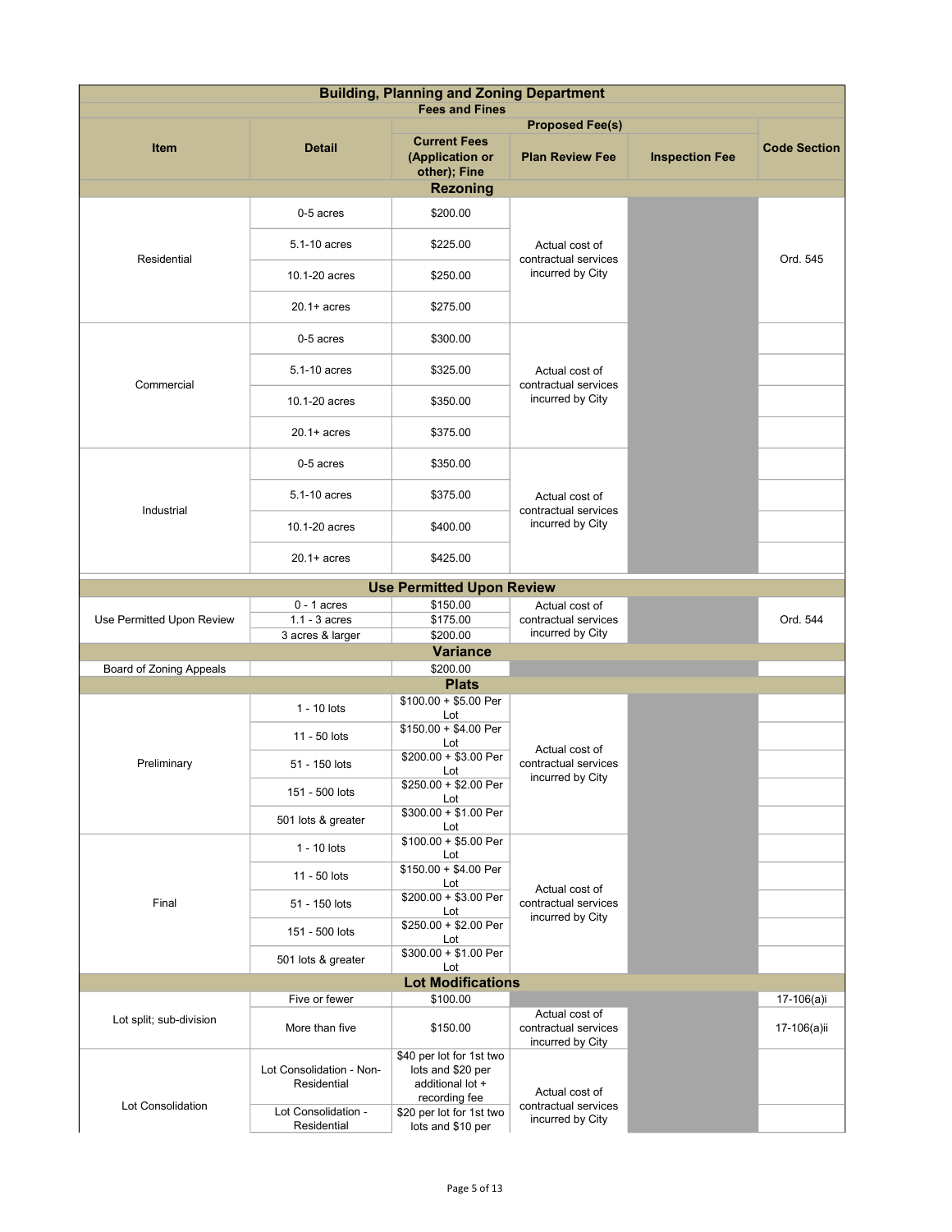| Building, Planning and Zoning Department | | | | | |
|---|---|---|---|---|---|
| Fees and Fines | | | | | |
| Item | Detail | Proposed Fee(s) | | | Code Section |
| | | Current Fees (Application or other); Fine | Plan Review Fee | Inspection Fee | |
| **Rezoning** | | | | | |
| Residential | 0-5 acres | $200.00 | Actual cost of contractual services incurred by City | | Ord. 545 |
| | 5.1-10 acres | $225.00 | | | |
| | 10.1-20 acres | $250.00 | | | |
| | 20.1+ acres | $275.00 | | | |
| Commercial | 0-5 acres | $300.00 | Actual cost of contractual services incurred by City | | |
| | 5.1-10 acres | $325.00 | | | |
| | 10.1-20 acres | $350.00 | | | |
| | 20.1+ acres | $375.00 | | | |
| Industrial | 0-5 acres | $350.00 | Actual cost of contractual services incurred by City | | |
| | 5.1-10 acres | $375.00 | | | |
| | 10.1-20 acres | $400.00 | | | |
| | 20.1+ acres | $425.00 | | | |
| **Use Permitted Upon Review** | | | | | |
| Use Permitted Upon Review | 0 - 1 acres | $150.00 | Actual cost of contractual services incurred by City | | Ord. 544 |
| | 1.1 - 3 acres | $175.00 | | | |
| | 3 acres & larger | $200.00 | | | |
| **Variance** | | | | | |
| Board of Zoning Appeals | | $200.00 | | | |
| **Plats** | | | | | |
| Preliminary | 1 - 10 lots | $100.00 + $5.00 Per Lot | Actual cost of contractual services incurred by City | | |
| | 11 - 50 lots | $150.00 + $4.00 Per Lot | | | |
| | 51 - 150 lots | $200.00 + $3.00 Per Lot | | | |
| | 151 - 500 lots | $250.00 + $2.00 Per Lot | | | |
| | 501 lots & greater | $300.00 + $1.00 Per Lot | | | |
| Final | 1 - 10 lots | $100.00 + $5.00 Per Lot | Actual cost of contractual services incurred by City | | |
| | 11 - 50 lots | $150.00 + $4.00 Per Lot | | | |
| | 51 - 150 lots | $200.00 + $3.00 Per Lot | | | |
| | 151 - 500 lots | $250.00 + $2.00 Per Lot | | | |
| | 501 lots & greater | $300.00 + $1.00 Per Lot | | | |
| **Lot Modifications** | | | | | |
| Lot split; sub-division | Five or fewer | $100.00 | | | 17-106(a)i |
| | More than five | $150.00 | Actual cost of contractual services incurred by City | | 17-106(a)ii |
| Lot Consolidation | Lot Consolidation - Non-Residential | $40 per lot for 1st two lots and $20 per additional lot + recording fee | Actual cost of contractual services incurred by City | | |
| | Lot Consolidation - Residential | $20 per lot for 1st two lots and $10 per | | | |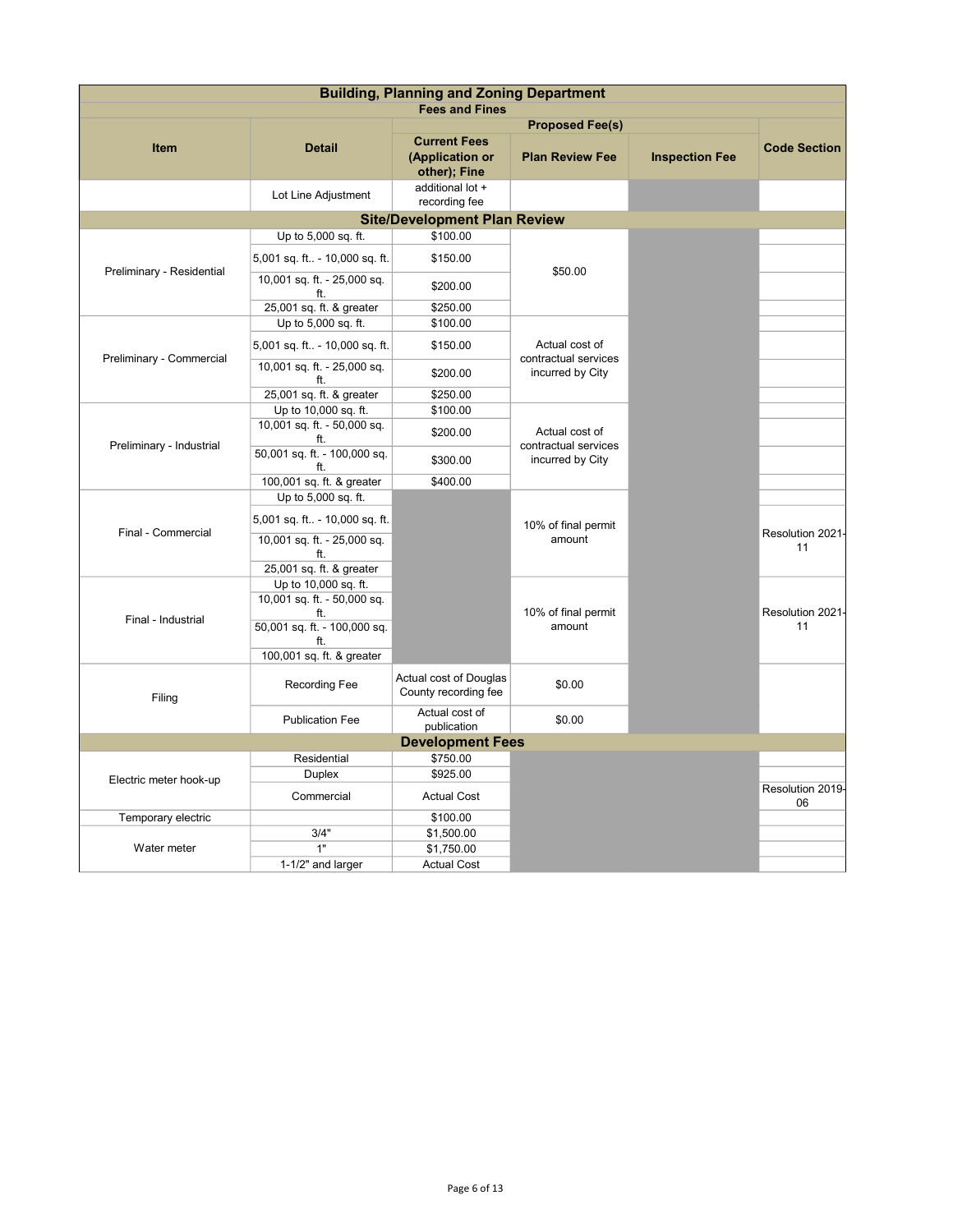| Building, Planning and Zoning Department | | | | | |
|---|---|---|---|---|---|
| Fees and Fines | | | | | |
| Item | Detail | Proposed Fee(s) | | | Code Section |
| | | Current Fees (Application or other); Fine | Plan Review Fee | Inspection Fee | |
| | Lot Line Adjustment | additional lot + recording fee | | | |
| **Site/Development Plan Review** | | | | | |
| Preliminary - Residential | Up to 5,000 sq. ft. | $100.00 | $50.00 | | |
| | 5,001 sq. ft.. - 10,000 sq. ft. | $150.00 | | | |
| | 10,001 sq. ft. - 25,000 sq. ft. | $200.00 | | | |
| | 25,001 sq. ft. & greater | $250.00 | | | |
| Preliminary - Commercial | Up to 5,000 sq. ft. | $100.00 | Actual cost of contractual services incurred by City | | |
| | 5,001 sq. ft.. - 10,000 sq. ft. | $150.00 | | | |
| | 10,001 sq. ft. - 25,000 sq. ft. | $200.00 | | | |
| | 25,001 sq. ft. & greater | $250.00 | | | |
| Preliminary - Industrial | Up to 10,000 sq. ft. | $100.00 | Actual cost of contractual services incurred by City | | |
| | 10,001 sq. ft. - 50,000 sq. ft. | $200.00 | | | |
| | 50,001 sq. ft. - 100,000 sq. ft. | $300.00 | | | |
| | 100,001 sq. ft. & greater | $400.00 | | | |
| Final - Commercial | Up to 5,000 sq. ft. | | 10% of final permit amount | | Resolution 2021-11 |
| | 5,001 sq. ft.. - 10,000 sq. ft. | | | | |
| | 10,001 sq. ft. - 25,000 sq. ft. | | | | |
| | 25,001 sq. ft. & greater | | | | |
| Final - Industrial | Up to 10,000 sq. ft. | | 10% of final permit amount | | Resolution 2021-11 |
| | 10,001 sq. ft. - 50,000 sq. ft. | | | | |
| | 50,001 sq. ft. - 100,000 sq. ft. | | | | |
| | 100,001 sq. ft. & greater | | | | |
| Filing | Recording Fee | Actual cost of Douglas County recording fee | $0.00 | | |
| | Publication Fee | Actual cost of publication | $0.00 | | |
| **Development Fees** | | | | | |
| Electric meter hook-up | Residential | $750.00 | | | |
| | Duplex | $925.00 | | | Resolution 2019-06 |
| | Commercial | Actual Cost | | | |
| Temporary electric | | $100.00 | | | |
| Water meter | 3/4" | $1,500.00 | | | |
| | 1" | $1,750.00 | | | |
| | 1-1/2" and larger | Actual Cost | | | |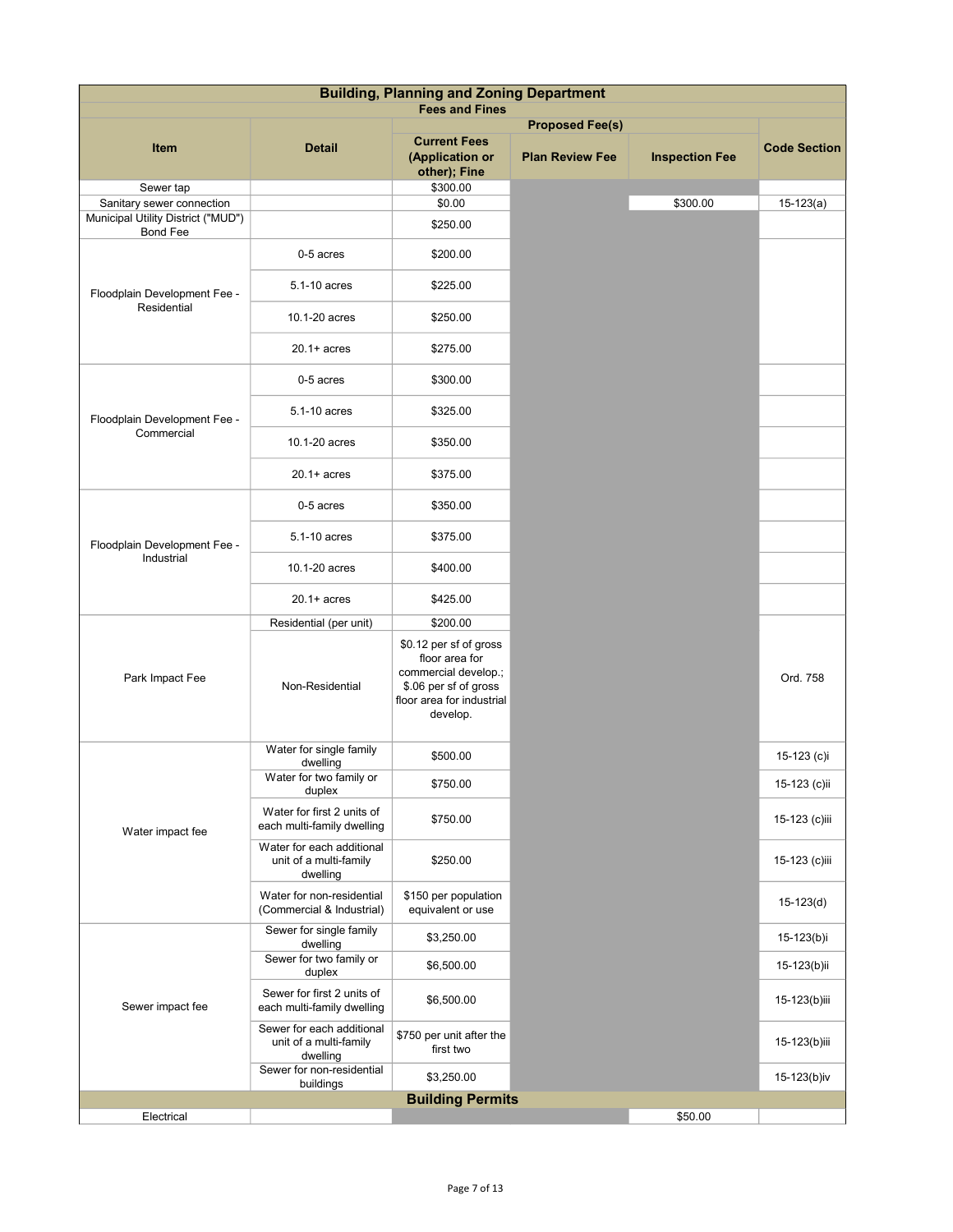| Building, Planning and Zoning Department | | | | | |
|---|---|---|---|---|---|
| Fees and Fines | | | | | |
| | | Proposed Fee(s) | | | |
| **Item** | **Detail** | **Current Fees (Application or other); Fine** | **Plan Review Fee** | **Inspection Fee** | **Code Section** |
| Sewer tap | | $300.00 | | | |
| Sanitary sewer connection | | $0.00 | | $300.00 | 15-123(a) |
| Municipal Utility District ("MUD") Bond Fee | | $250.00 | | | |
| Floodplain Development Fee - Residential | 0-5 acres | $200.00 | | | |
| | 5.1-10 acres | $225.00 | | | |
| | 10.1-20 acres | $250.00 | | | |
| | 20.1+ acres | $275.00 | | | |
| Floodplain Development Fee - Commercial | 0-5 acres | $300.00 | | | |
| | 5.1-10 acres | $325.00 | | | |
| | 10.1-20 acres | $350.00 | | | |
| | 20.1+ acres | $375.00 | | | |
| Floodplain Development Fee - Industrial | 0-5 acres | $350.00 | | | |
| | 5.1-10 acres | $375.00 | | | |
| | 10.1-20 acres | $400.00 | | | |
| | 20.1+ acres | $425.00 | | | |
| Park Impact Fee | Residential (per unit) | $200.00 | | | Ord. 758 |
| | Non-Residential | $0.12 per sf of gross floor area for commercial develop.; $.06 per sf of gross floor area for industrial develop. | | | |
| Water impact fee | Water for single family dwelling | $500.00 | | | 15-123 (c)i |
| | Water for two family or duplex | $750.00 | | | 15-123 (c)ii |
| | Water for first 2 units of each multi-family dwelling | $750.00 | | | 15-123 (c)iii |
| | Water for each additional unit of a multi-family dwelling | $250.00 | | | 15-123 (c)iii |
| | Water for non-residential (Commercial & Industrial) | $150 per population equivalent or use | | | 15-123(d) |
| Sewer impact fee | Sewer for single family dwelling | $3,250.00 | | | 15-123(b)i |
| | Sewer for two family or duplex | $6,500.00 | | | 15-123(b)ii |
| | Sewer for first 2 units of each multi-family dwelling | $6,500.00 | | | 15-123(b)iii |
| | Sewer for each additional unit of a multi-family dwelling | $750 per unit after the first two | | | 15-123(b)iii |
| | Sewer for non-residential buildings | $3,250.00 | | | 15-123(b)iv |
| **Building Permits** | | | | | |
| Electrical | | | | $50.00 | |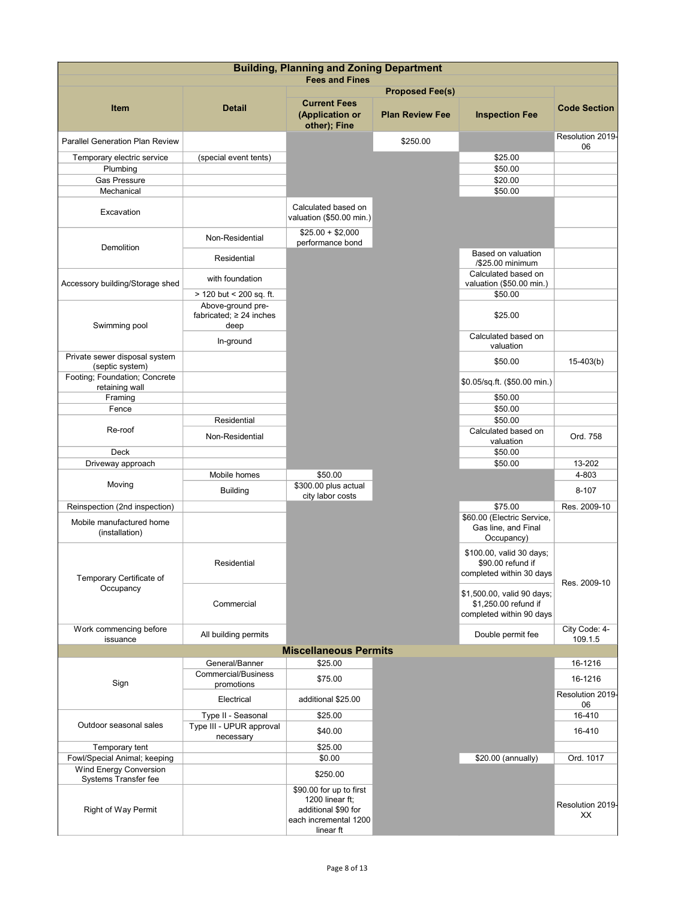## Building, Planning and Zoning Department

### Fees and Fines

| Item | Detail | Proposed Fee(s) | | | Code Section |
|---|---|---|---|---|---|
| | | Current Fees (Application or other); Fine | Plan Review Fee | Inspection Fee | |
| Parallel Generation Plan Review | | | $250.00 | | Resolution 2019-06 |
| Temporary electric service | (special event tents) | | | $25.00 | |
| Plumbing | | | | $50.00 | |
| Gas Pressure | | | | $20.00 | |
| Mechanical | | | | $50.00 | |
| Excavation | | Calculated based on valuation ($50.00 min.) | | | |
| Demolition | Non-Residential | $25.00 + $2,000 performance bond | | | |
| | Residential | | | Based on valuation /$25.00 minimum | |
| Accessory building/Storage shed | with foundation | | | Calculated based on valuation ($50.00 min.) | |
| | > 120 but < 200 sq. ft. | | | $50.00 | |
| Swimming pool | Above-ground pre-fabricated; ≥ 24 inches deep | | | $25.00 | |
| | In-ground | | | Calculated based on valuation | |
| Private sewer disposal system (septic system) | | | | $50.00 | 15-403(b) |
| Footing; Foundation; Concrete retaining wall | | | | $0.05/sq.ft. ($50.00 min.) | |
| Framing | | | | $50.00 | |
| Fence | | | | $50.00 | |
| Re-roof | Residential | | | $50.00 | |
| | Non-Residential | | | Calculated based on valuation | Ord. 758 |
| Deck | | | | $50.00 | |
| Driveway approach | | | | $50.00 | 13-202 |
| Moving | Mobile homes | $50.00 | | | 4-803 |
| | Building | $300.00 plus actual city labor costs | | | 8-107 |
| Reinspection (2nd inspection) | | | | $75.00 | Res. 2009-10 |
| Mobile manufactured home (installation) | | | | $60.00 (Electric Service, Gas line, and Final Occupancy) | |
| Temporary Certificate of Occupancy | Residential | | | $100.00, valid 30 days; $90.00 refund if completed within 30 days | Res. 2009-10 |
| | Commercial | | | $1,500.00, valid 90 days; $1,250.00 refund if completed within 90 days | |
| Work commencing before issuance | All building permits | | | Double permit fee | City Code: 4-109.1.5 |
| **Miscellaneous Permits** | | | | | |
| Sign | General/Banner | $25.00 | | | 16-1216 |
| | Commercial/Business promotions | $75.00 | | | 16-1216 |
| | Electrical | additional $25.00 | | | Resolution 2019-06 |
| Outdoor seasonal sales | Type II - Seasonal | $25.00 | | | 16-410 |
| | Type III - UPUR approval necessary | $40.00 | | | 16-410 |
| Temporary tent | | $25.00 | | | |
| Fowl/Special Animal; keeping | | $0.00 | | $20.00 (annually) | Ord. 1017 |
| Wind Energy Conversion Systems Transfer fee | | $250.00 | | | |
| Right of Way Permit | | $90.00 for up to first 1200 linear ft; additional $90 for each incremental 1200 linear ft | | | Resolution 2019-XX |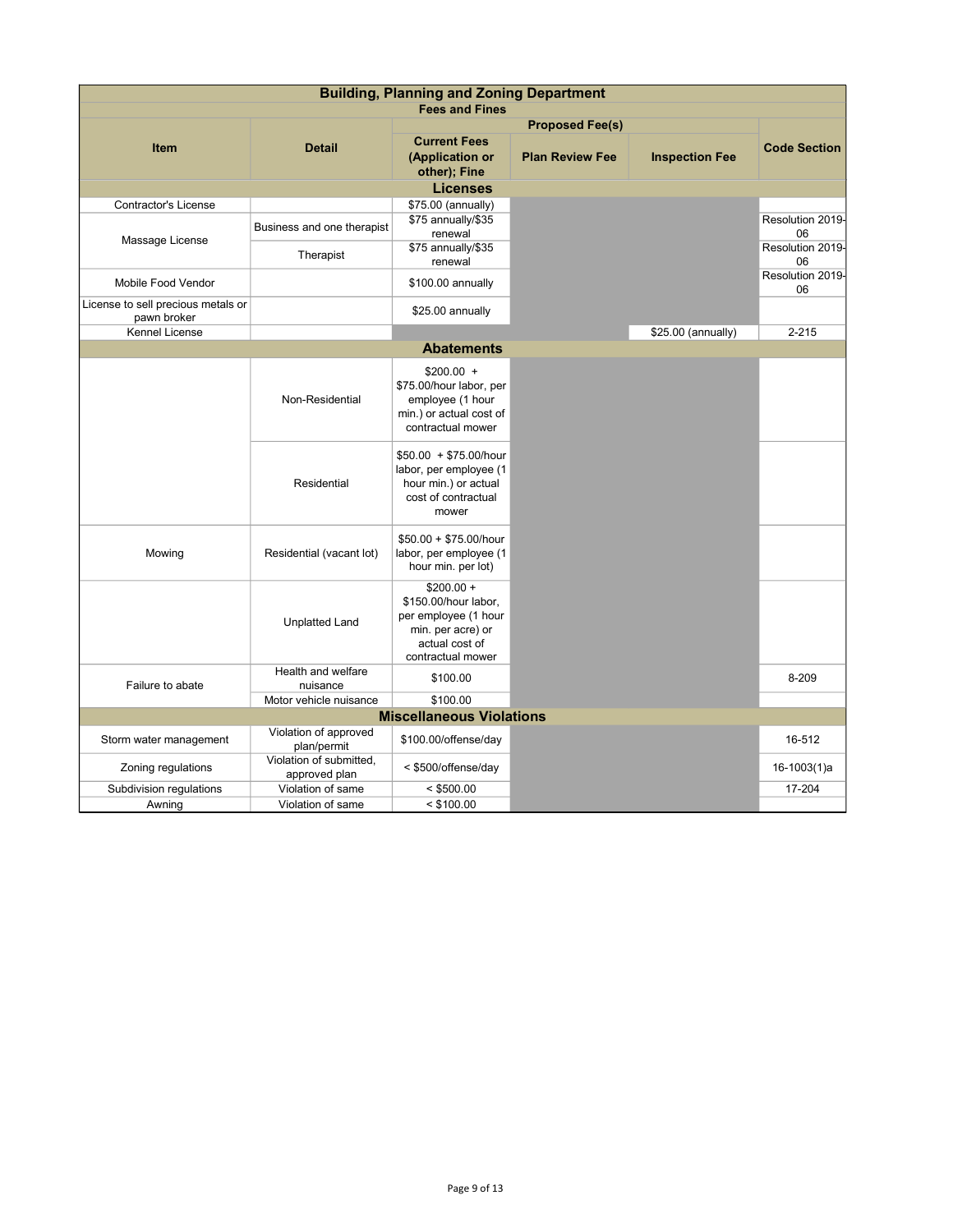| Building, Planning and Zoning Department | | | | | |
|---|---|---|---|---|---|
| Fees and Fines | | | | | |
| Item | Detail | Proposed Fee(s) | | | Code Section |
| | | Current Fees (Application or other); Fine | Plan Review Fee | Inspection Fee | |
| **Licenses** | | | | | |
| Contractor's License | | $75.00 (annually) | | | |
| Massage License | Business and one therapist | $75 annually/$35 renewal | | | Resolution 2019-06 |
| | Therapist | $75 annually/$35 renewal | | | Resolution 2019-06 |
| Mobile Food Vendor | | $100.00 annually | | | Resolution 2019-06 |
| License to sell precious metals or pawn broker | | $25.00 annually | | | |
| Kennel License | | | | $25.00 (annually) | 2-215 |
| **Abatements** | | | | | |
| Mowing | Non-Residential | $200.00 + $75.00/hour labor, per employee (1 hour min.) or actual cost of contractual mower | | | |
| | Residential | $50.00 + $75.00/hour labor, per employee (1 hour min.) or actual cost of contractual mower | | | |
| | Residential (vacant lot) | $50.00 + $75.00/hour labor, per employee (1 hour min. per lot) | | | |
| | Unplatted Land | $200.00 + $150.00/hour labor, per employee (1 hour min. per acre) or actual cost of contractual mower | | | |
| Failure to abate | Health and welfare nuisance | $100.00 | | | 8-209 |
| | Motor vehicle nuisance | $100.00 | | | |
| **Miscellaneous Violations** | | | | | |
| Storm water management | Violation of approved plan/permit | $100.00/offense/day | | | 16-512 |
| Zoning regulations | Violation of submitted, approved plan | < $500/offense/day | | | 16-1003(1)a |
| Subdivision regulations | Violation of same | < $500.00 | | | 17-204 |
| Awning | Violation of same | < $100.00 | | | |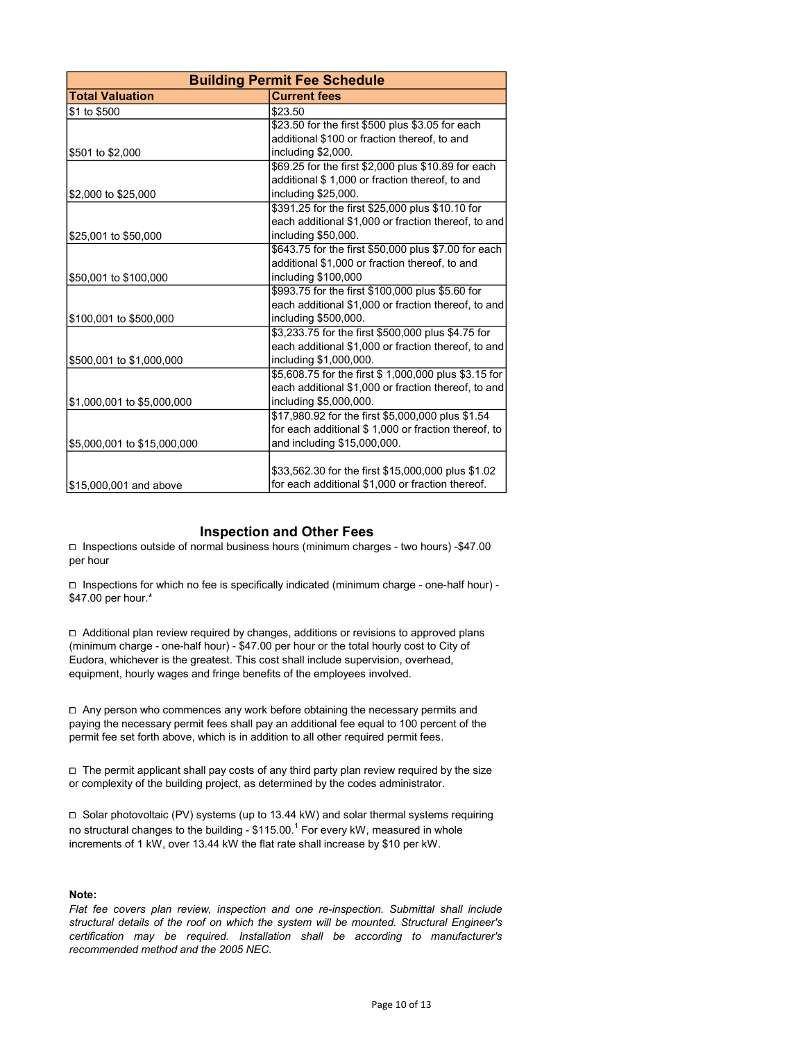| Building Permit Fee Schedule | |
|---|---|
| **Total Valuation** | **Current fees** |
| $1 to $500 | $23.50 |
| $501 to $2,000 | $23.50 for the first $500 plus $3.05 for each additional $100 or fraction thereof, to and including $2,000. |
| $2,000 to $25,000 | $69.25 for the first $2,000 plus $10.89 for each additional $ 1,000 or fraction thereof, to and including $25,000. |
| $25,001 to $50,000 | $391.25 for the first $25,000 plus $10.10 for each additional $1,000 or fraction thereof, to and including $50,000. |
| $50,001 to $100,000 | $643.75 for the first $50,000 plus $7.00 for each additional $1,000 or fraction thereof, to and including $100,000 |
| $100,001 to $500,000 | $993.75 for the first $100,000 plus $5.60 for each additional $1,000 or fraction thereof, to and including $500,000. |
| $500,001 to $1,000,000 | $3,233.75 for the first $500,000 plus $4.75 for each additional $1,000 or fraction thereof, to and including $1,000,000. |
| $1,000,001 to $5,000,000 | $5,608.75 for the first $ 1,000,000 plus $3.15 for each additional $1,000 or fraction thereof, to and including $5,000,000. |
| $5,000,001 to $15,000,000 | $17,980.92 for the first $5,000,000 plus $1.54 for each additional $ 1,000 or fraction thereof, to and including $15,000,000. |
| $15,000,001 and above | $33,562.30 for the first $15,000,000 plus $1.02 for each additional $1,000 or fraction thereof. |

## Inspection and Other Fees

- Inspections outside of normal business hours (minimum charges - two hours) -$47.00 per hour

- Inspections for which no fee is specifically indicated (minimum charge - one-half hour) - $47.00 per hour.*

- Additional plan review required by changes, additions or revisions to approved plans (minimum charge - one-half hour) - $47.00 per hour or the total hourly cost to City of Eudora, whichever is the greatest. This cost shall include supervision, overhead, equipment, hourly wages and fringe benefits of the employees involved.

- Any person who commences any work before obtaining the necessary permits and paying the necessary permit fees shall pay an additional fee equal to 100 percent of the permit fee set forth above, which is in addition to all other required permit fees.

- The permit applicant shall pay costs of any third party plan review required by the size or complexity of the building project, as determined by the codes administrator.

- Solar photovoltaic (PV) systems (up to 13.44 kW) and solar thermal systems requiring no structural changes to the building - $115.00.[1] For every kW, measured in whole increments of 1 kW, over 13.44 kW the flat rate shall increase by $10 per kW.

**Note:**

*Flat fee covers plan review, inspection and one re-inspection. Submittal shall include structural details of the roof on which the system will be mounted. Structural Engineer's certification may be required. Installation shall be according to manufacturer's recommended method and the 2005 NEC.*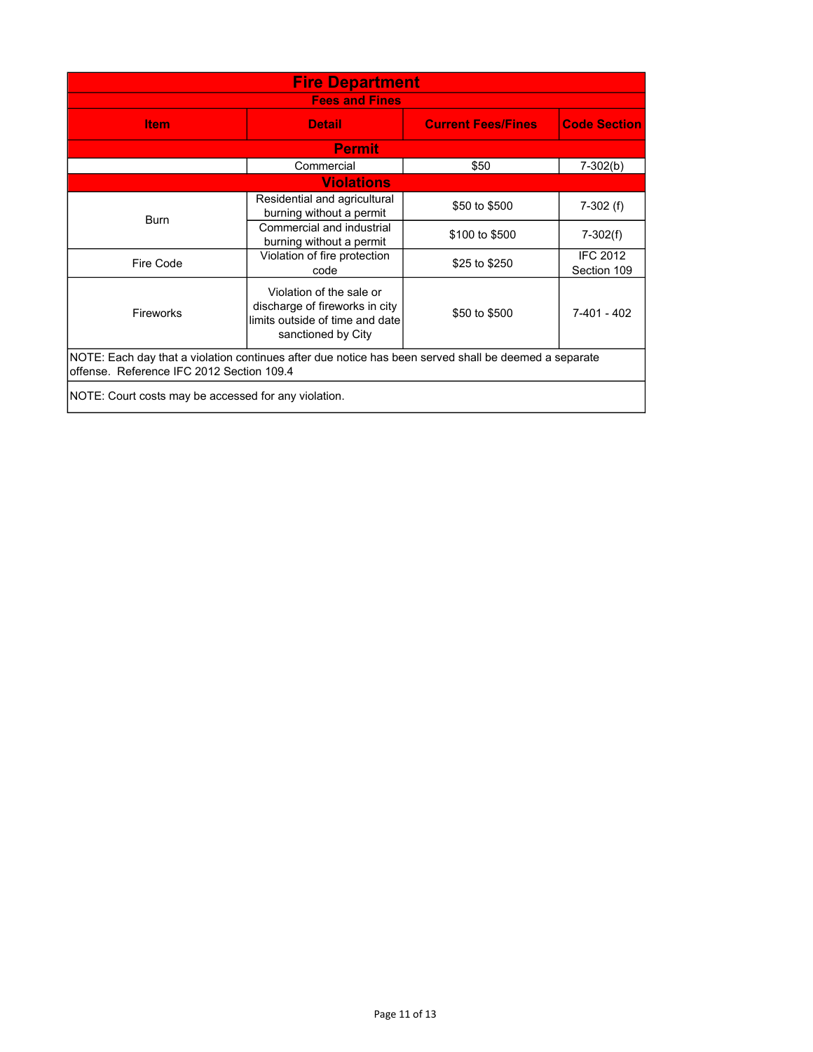# Fire Department

## Fees and Fines

| Item | Detail | Current Fees/Fines | Code Section |
|---|---|---|---|
| **Permit** | | | |
| | Commercial | $50 | 7-302(b) |
| **Violations** | | | |
| Burn | Residential and agricultural burning without a permit | $50 to $500 | 7-302 (f) |
| | Commercial and industrial burning without a permit | $100 to $500 | 7-302(f) |
| Fire Code | Violation of fire protection code | $25 to $250 | IFC 2012 Section 109 |
| Fireworks | Violation of the sale or discharge of fireworks in city limits outside of time and date sanctioned by City | $50 to $500 | 7-401 - 402 |

NOTE: Each day that a violation continues after due notice has been served shall be deemed a separate offense. Reference IFC 2012 Section 109.4

NOTE: Court costs may be accessed for any violation.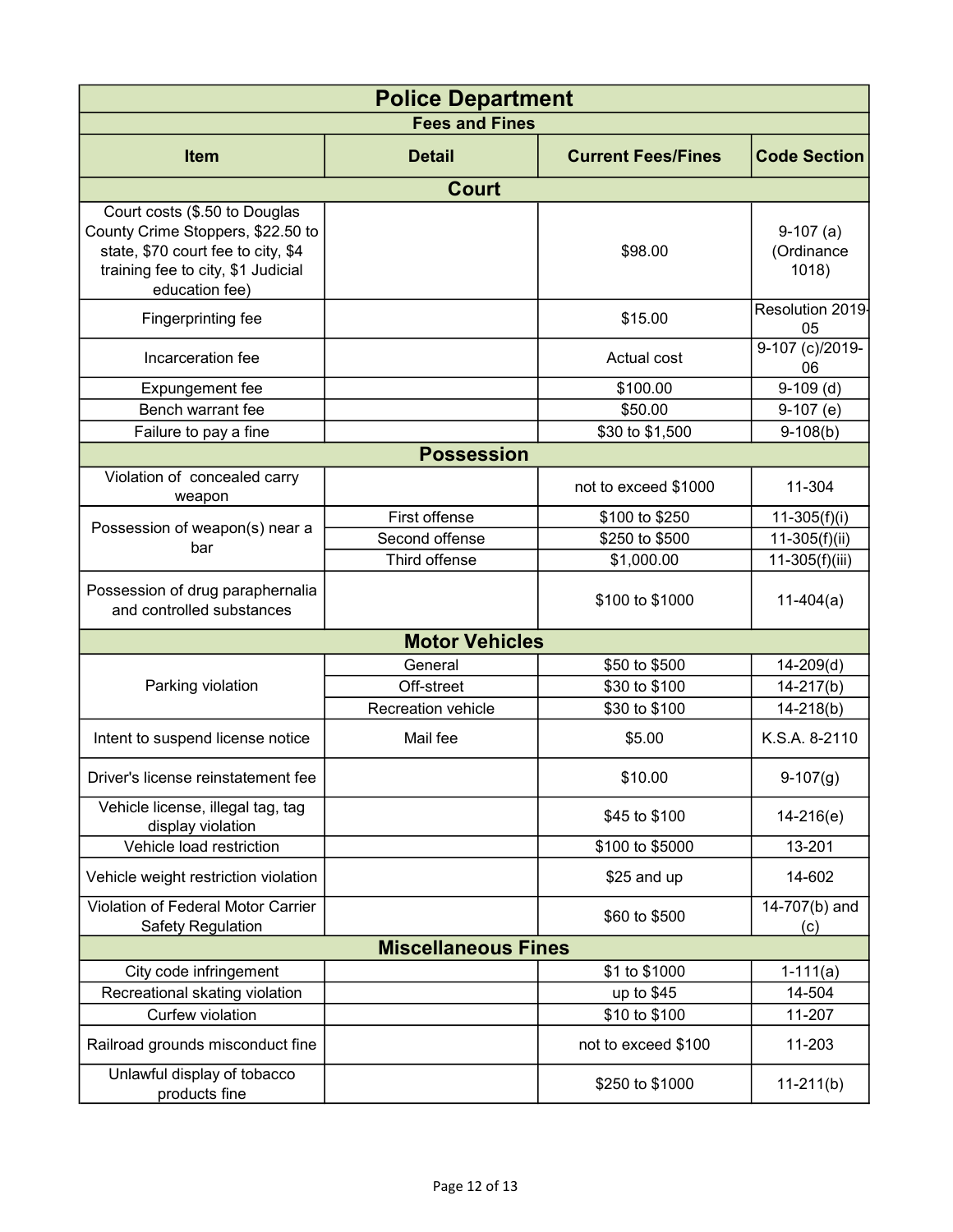## Police Department

### Fees and Fines

| Item | Detail | Current Fees/Fines | Code Section |
|---|---|---|---|
| **Court** | | | |
| Court costs ($.50 to Douglas County Crime Stoppers, $22.50 to state, $70 court fee to city, $4 training fee to city, $1 Judicial education fee) | | $98.00 | 9-107 (a) (Ordinance 1018) |
| Fingerprinting fee | | $15.00 | Resolution 2019-05 |
| Incarceration fee | | Actual cost | 9-107 (c)/2019-06 |
| Expungement fee | | $100.00 | 9-109 (d) |
| Bench warrant fee | | $50.00 | 9-107 (e) |
| Failure to pay a fine | | $30 to $1,500 | 9-108(b) |
| **Possession** | | | |
| Violation of concealed carry weapon | | not to exceed $1000 | 11-304 |
| Possession of weapon(s) near a bar | First offense | $100 to $250 | 11-305(f)(i) |
| | Second offense | $250 to $500 | 11-305(f)(ii) |
| | Third offense | $1,000.00 | 11-305(f)(iii) |
| Possession of drug paraphernalia and controlled substances | | $100 to $1000 | 11-404(a) |
| **Motor Vehicles** | | | |
| Parking violation | General | $50 to $500 | 14-209(d) |
| | Off-street | $30 to $100 | 14-217(b) |
| | Recreation vehicle | $30 to $100 | 14-218(b) |
| Intent to suspend license notice | Mail fee | $5.00 | K.S.A. 8-2110 |
| Driver's license reinstatement fee | | $10.00 | 9-107(g) |
| Vehicle license, illegal tag, tag display violation | | $45 to $100 | 14-216(e) |
| Vehicle load restriction | | $100 to $5000 | 13-201 |
| Vehicle weight restriction violation | | $25 and up | 14-602 |
| Violation of Federal Motor Carrier Safety Regulation | | $60 to $500 | 14-707(b) and (c) |
| **Miscellaneous Fines** | | | |
| City code infringement | | $1 to $1000 | 1-111(a) |
| Recreational skating violation | | up to $45 | 14-504 |
| Curfew violation | | $10 to $100 | 11-207 |
| Railroad grounds misconduct fine | | not to exceed $100 | 11-203 |
| Unlawful display of tobacco products fine | | $250 to $1000 | 11-211(b) |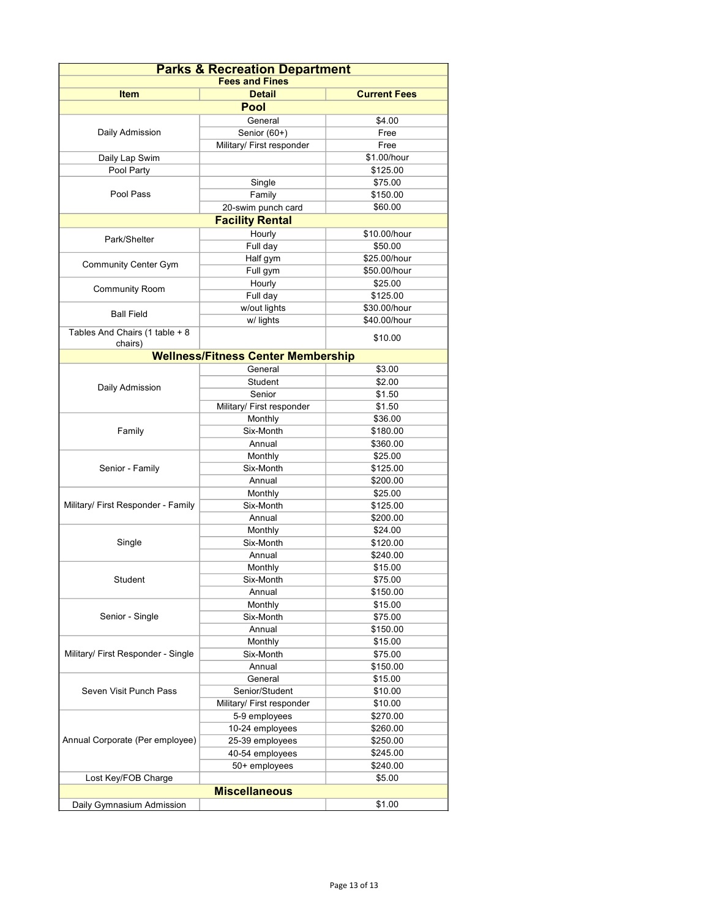| Parks & Recreation Department | | |
|---|---|---|
| **Fees and Fines** | | |
| **Item** | **Detail** | **Current Fees** |
| **Pool** | | |
| Daily Admission | General | $4.00 |
| | Senior (60+) | Free |
| | Military/ First responder | Free |
| Daily Lap Swim | | $1.00/hour |
| Pool Party | | $125.00 |
| Pool Pass | Single | $75.00 |
| | Family | $150.00 |
| | 20-swim punch card | $60.00 |
| **Facility Rental** | | |
| Park/Shelter | Hourly | $10.00/hour |
| | Full day | $50.00 |
| Community Center Gym | Half gym | $25.00/hour |
| | Full gym | $50.00/hour |
| Community Room | Hourly | $25.00 |
| | Full day | $125.00 |
| Ball Field | w/out lights | $30.00/hour |
| | w/ lights | $40.00/hour |
| Tables And Chairs (1 table + 8 chairs) | | $10.00 |
| **Wellness/Fitness Center Membership** | | |
| Daily Admission | General | $3.00 |
| | Student | $2.00 |
| | Senior | $1.50 |
| | Military/ First responder | $1.50 |
| Family | Monthly | $36.00 |
| | Six-Month | $180.00 |
| | Annual | $360.00 |
| Senior - Family | Monthly | $25.00 |
| | Six-Month | $125.00 |
| | Annual | $200.00 |
| Military/ First Responder - Family | Monthly | $25.00 |
| | Six-Month | $125.00 |
| | Annual | $200.00 |
| Single | Monthly | $24.00 |
| | Six-Month | $120.00 |
| | Annual | $240.00 |
| Student | Monthly | $15.00 |
| | Six-Month | $75.00 |
| | Annual | $150.00 |
| Senior - Single | Monthly | $15.00 |
| | Six-Month | $75.00 |
| | Annual | $150.00 |
| Military/ First Responder - Single | Monthly | $15.00 |
| | Six-Month | $75.00 |
| | Annual | $150.00 |
| Seven Visit Punch Pass | General | $15.00 |
| | Senior/Student | $10.00 |
| | Military/ First responder | $10.00 |
| Annual Corporate (Per employee) | 5-9 employees | $270.00 |
| | 10-24 employees | $260.00 |
| | 25-39 employees | $250.00 |
| | 40-54 employees | $245.00 |
| | 50+ employees | $240.00 |
| Lost Key/FOB Charge | | $5.00 |
| **Miscellaneous** | | |
| Daily Gymnasium Admission | | $1.00 |